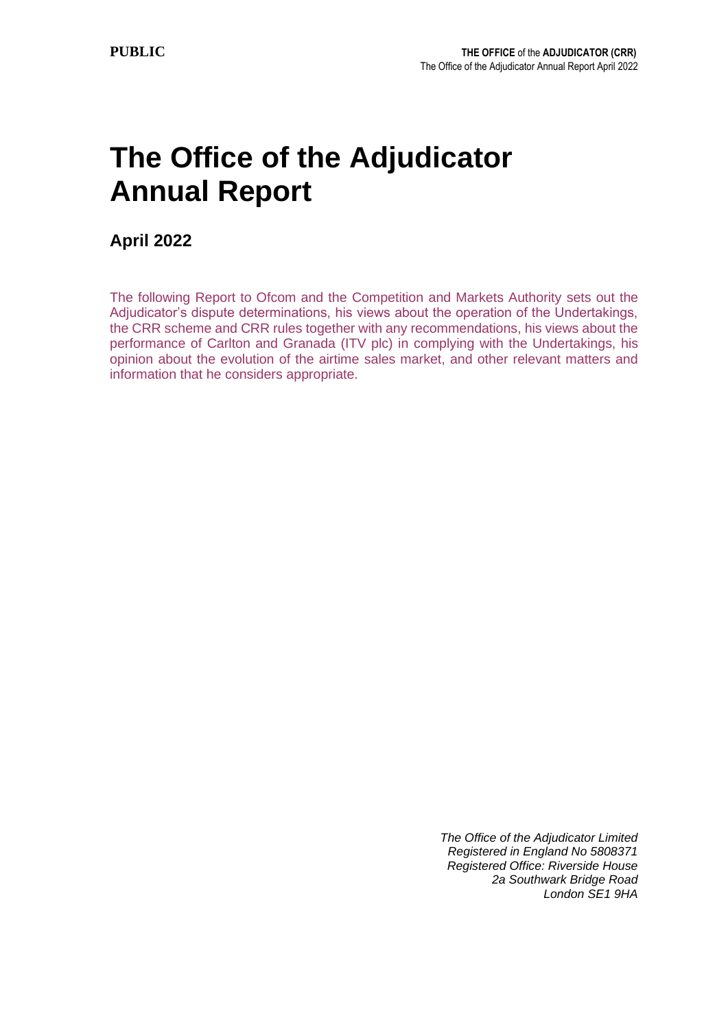# The Office of the Adjudicator Annual Report

## April 2022

The following Report to Ofcom and the Competition and Markets Authority sets out the Adjudicator's dispute determinations, his views about the operation of the Undertakings, the CRR scheme and CRR rules together with any recommendations, his views about the performance of Carlton and Granada (ITV plc) in complying with the Undertakings, his opinion about the evolution of the airtime sales market, and other relevant matters and information that he considers appropriate.

*The Office of the Adjudicator Limited*
*Registered in England No 5808371*
*Registered Office: Riverside House*
*2a Southwark Bridge Road*
*London SE1 9HA*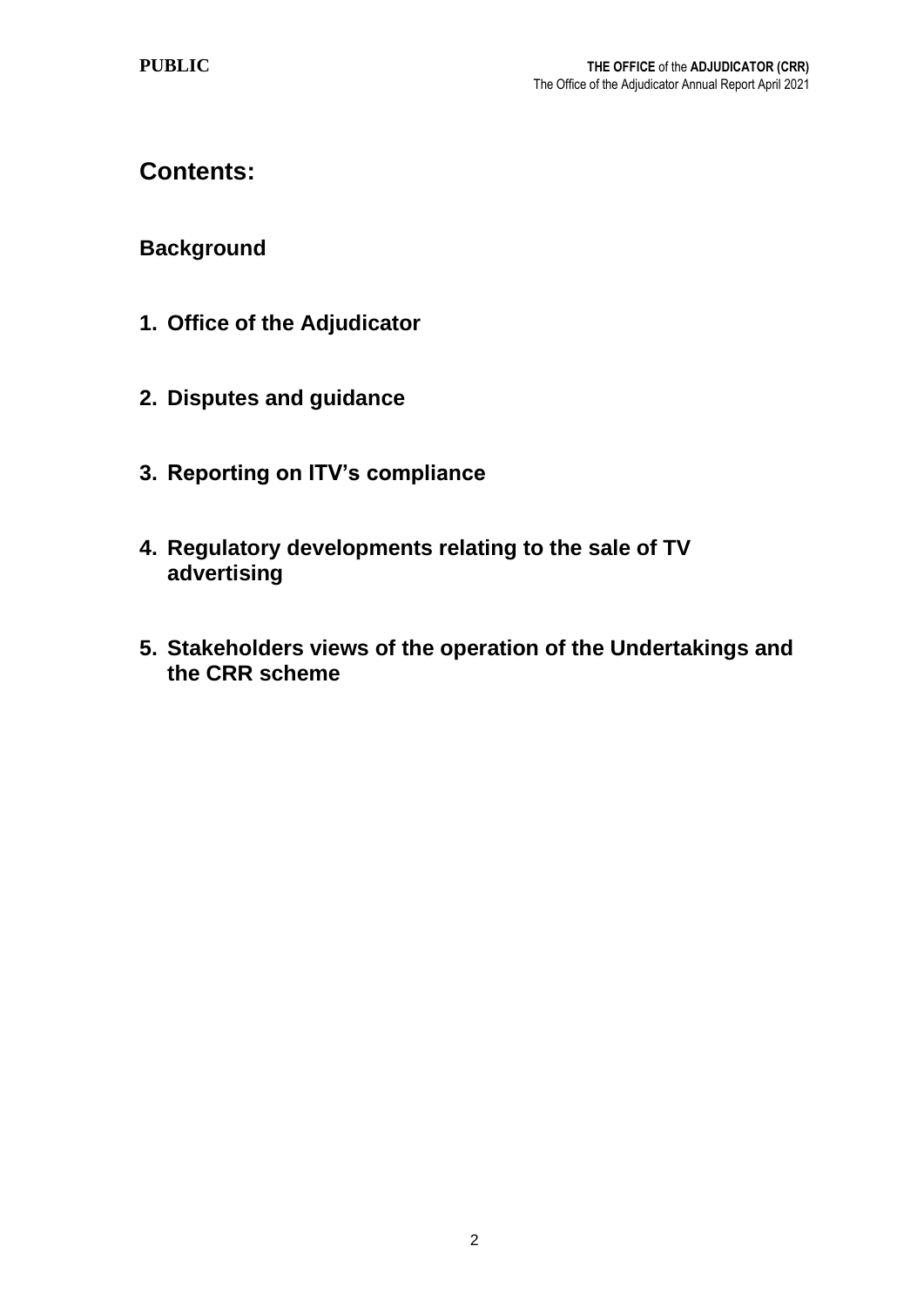## Contents:

### Background

1. **Office of the Adjudicator**

2. **Disputes and guidance**

3. **Reporting on ITV's compliance**

4. **Regulatory developments relating to the sale of TV advertising**

5. **Stakeholders views of the operation of the Undertakings and the CRR scheme**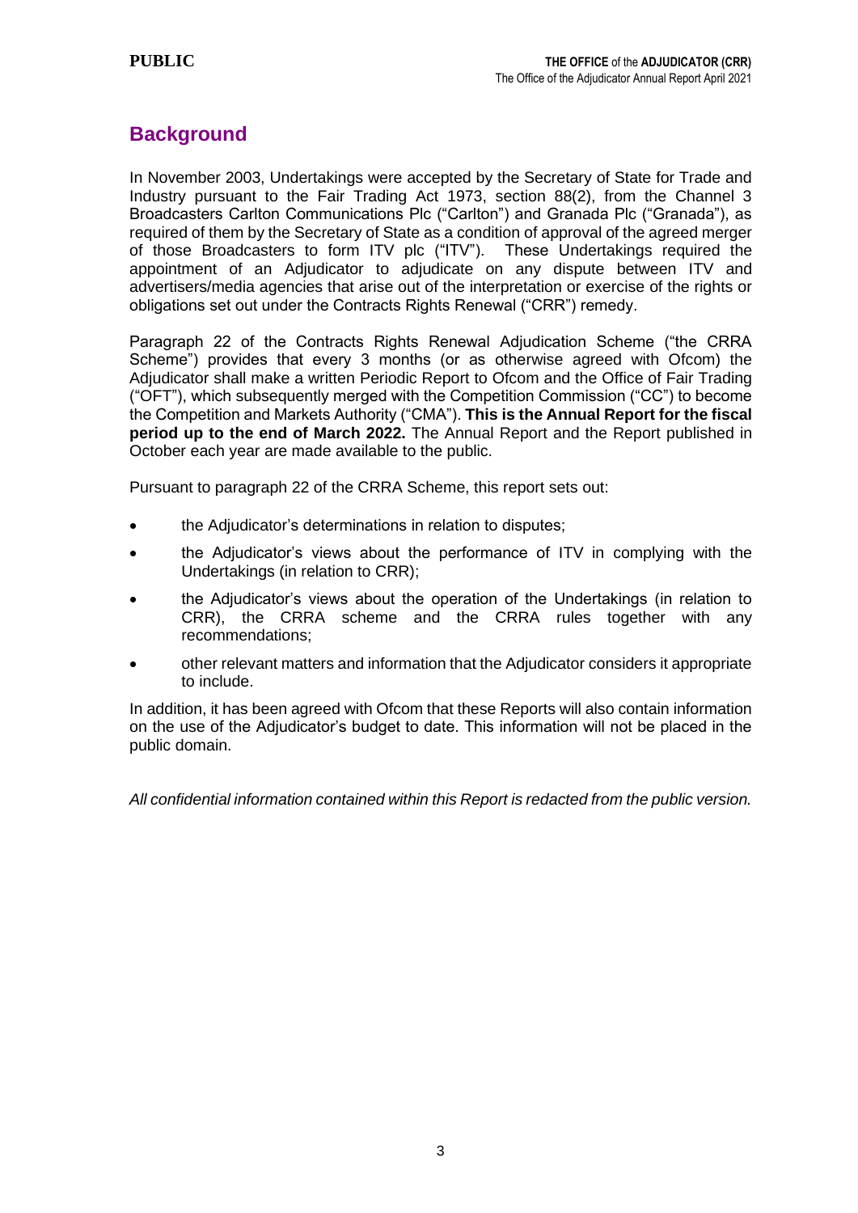## Background

In November 2003, Undertakings were accepted by the Secretary of State for Trade and Industry pursuant to the Fair Trading Act 1973, section 88(2), from the Channel 3 Broadcasters Carlton Communications Plc ("Carlton") and Granada Plc ("Granada"), as required of them by the Secretary of State as a condition of approval of the agreed merger of those Broadcasters to form ITV plc ("ITV"). These Undertakings required the appointment of an Adjudicator to adjudicate on any dispute between ITV and advertisers/media agencies that arise out of the interpretation or exercise of the rights or obligations set out under the Contracts Rights Renewal ("CRR") remedy.

Paragraph 22 of the Contracts Rights Renewal Adjudication Scheme ("the CRRA Scheme") provides that every 3 months (or as otherwise agreed with Ofcom) the Adjudicator shall make a written Periodic Report to Ofcom and the Office of Fair Trading ("OFT"), which subsequently merged with the Competition Commission ("CC") to become the Competition and Markets Authority ("CMA"). **This is the Annual Report for the fiscal period up to the end of March 2022.** The Annual Report and the Report published in October each year are made available to the public.

Pursuant to paragraph 22 of the CRRA Scheme, this report sets out:

- the Adjudicator's determinations in relation to disputes;
- the Adjudicator's views about the performance of ITV in complying with the Undertakings (in relation to CRR);
- the Adjudicator's views about the operation of the Undertakings (in relation to CRR), the CRRA scheme and the CRRA rules together with any recommendations;
- other relevant matters and information that the Adjudicator considers it appropriate to include.

In addition, it has been agreed with Ofcom that these Reports will also contain information on the use of the Adjudicator's budget to date. This information will not be placed in the public domain.

*All confidential information contained within this Report is redacted from the public version.*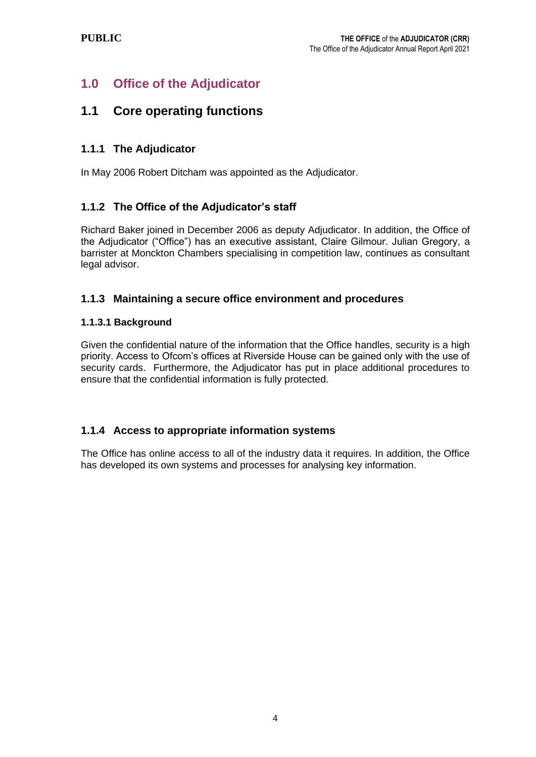# 1.0 Office of the Adjudicator

## 1.1 Core operating functions

### 1.1.1 The Adjudicator

In May 2006 Robert Ditcham was appointed as the Adjudicator.

### 1.1.2 The Office of the Adjudicator's staff

Richard Baker joined in December 2006 as deputy Adjudicator. In addition, the Office of the Adjudicator ("Office") has an executive assistant, Claire Gilmour. Julian Gregory, a barrister at Monckton Chambers specialising in competition law, continues as consultant legal advisor.

### 1.1.3 Maintaining a secure office environment and procedures

#### 1.1.3.1 Background

Given the confidential nature of the information that the Office handles, security is a high priority. Access to Ofcom's offices at Riverside House can be gained only with the use of security cards. Furthermore, the Adjudicator has put in place additional procedures to ensure that the confidential information is fully protected.

### 1.1.4 Access to appropriate information systems

The Office has online access to all of the industry data it requires. In addition, the Office has developed its own systems and processes for analysing key information.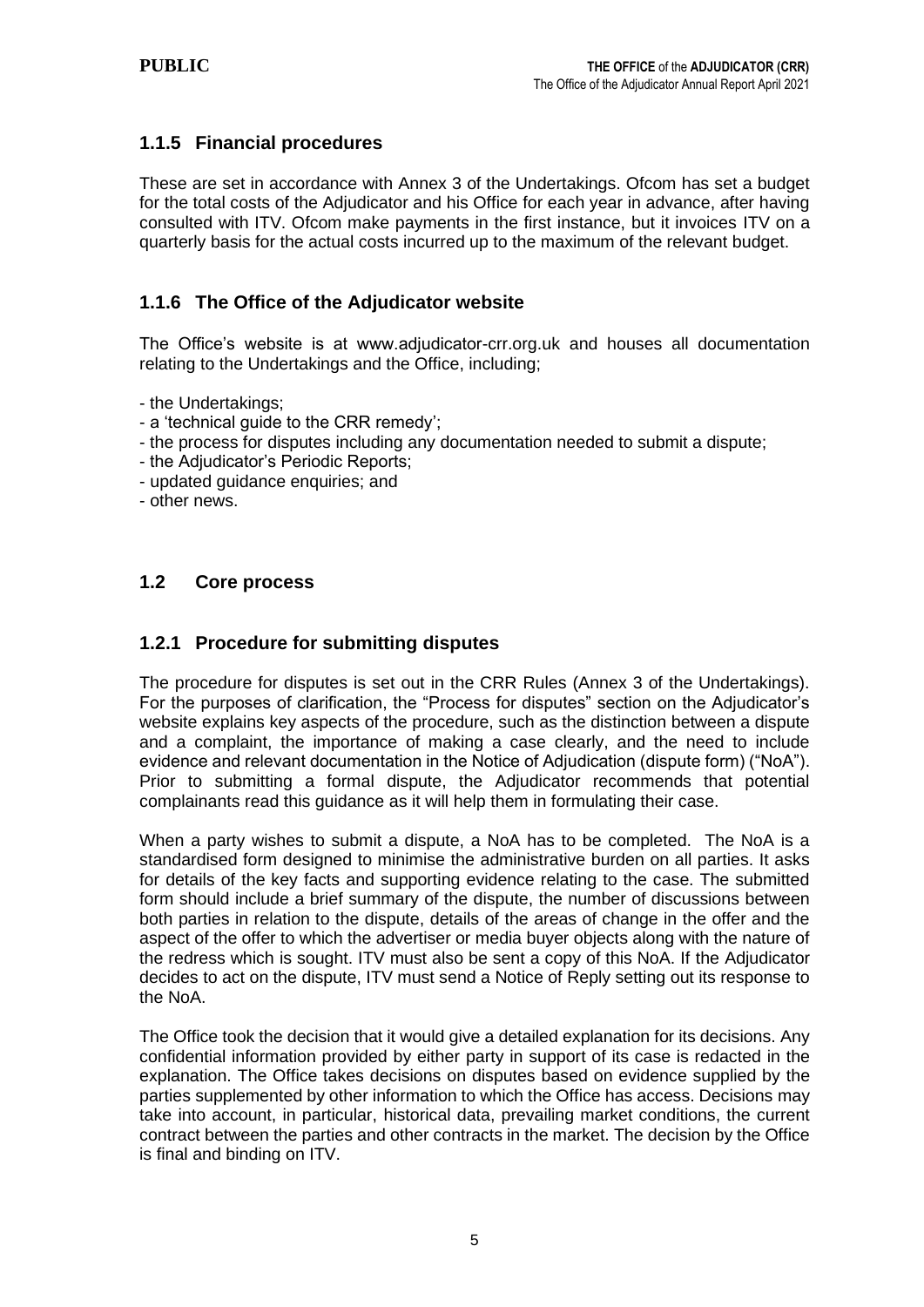### 1.1.5 Financial procedures

These are set in accordance with Annex 3 of the Undertakings. Ofcom has set a budget for the total costs of the Adjudicator and his Office for each year in advance, after having consulted with ITV. Ofcom make payments in the first instance, but it invoices ITV on a quarterly basis for the actual costs incurred up to the maximum of the relevant budget.

### 1.1.6 The Office of the Adjudicator website

The Office's website is at www.adjudicator-crr.org.uk and houses all documentation relating to the Undertakings and the Office, including;

- the Undertakings;
- a 'technical guide to the CRR remedy';
- the process for disputes including any documentation needed to submit a dispute;
- the Adjudicator's Periodic Reports;
- updated guidance enquiries; and
- other news.

## 1.2 Core process

### 1.2.1 Procedure for submitting disputes

The procedure for disputes is set out in the CRR Rules (Annex 3 of the Undertakings). For the purposes of clarification, the "Process for disputes" section on the Adjudicator's website explains key aspects of the procedure, such as the distinction between a dispute and a complaint, the importance of making a case clearly, and the need to include evidence and relevant documentation in the Notice of Adjudication (dispute form) ("NoA"). Prior to submitting a formal dispute, the Adjudicator recommends that potential complainants read this guidance as it will help them in formulating their case.

When a party wishes to submit a dispute, a NoA has to be completed. The NoA is a standardised form designed to minimise the administrative burden on all parties. It asks for details of the key facts and supporting evidence relating to the case. The submitted form should include a brief summary of the dispute, the number of discussions between both parties in relation to the dispute, details of the areas of change in the offer and the aspect of the offer to which the advertiser or media buyer objects along with the nature of the redress which is sought. ITV must also be sent a copy of this NoA. If the Adjudicator decides to act on the dispute, ITV must send a Notice of Reply setting out its response to the NoA.

The Office took the decision that it would give a detailed explanation for its decisions. Any confidential information provided by either party in support of its case is redacted in the explanation. The Office takes decisions on disputes based on evidence supplied by the parties supplemented by other information to which the Office has access. Decisions may take into account, in particular, historical data, prevailing market conditions, the current contract between the parties and other contracts in the market. The decision by the Office is final and binding on ITV.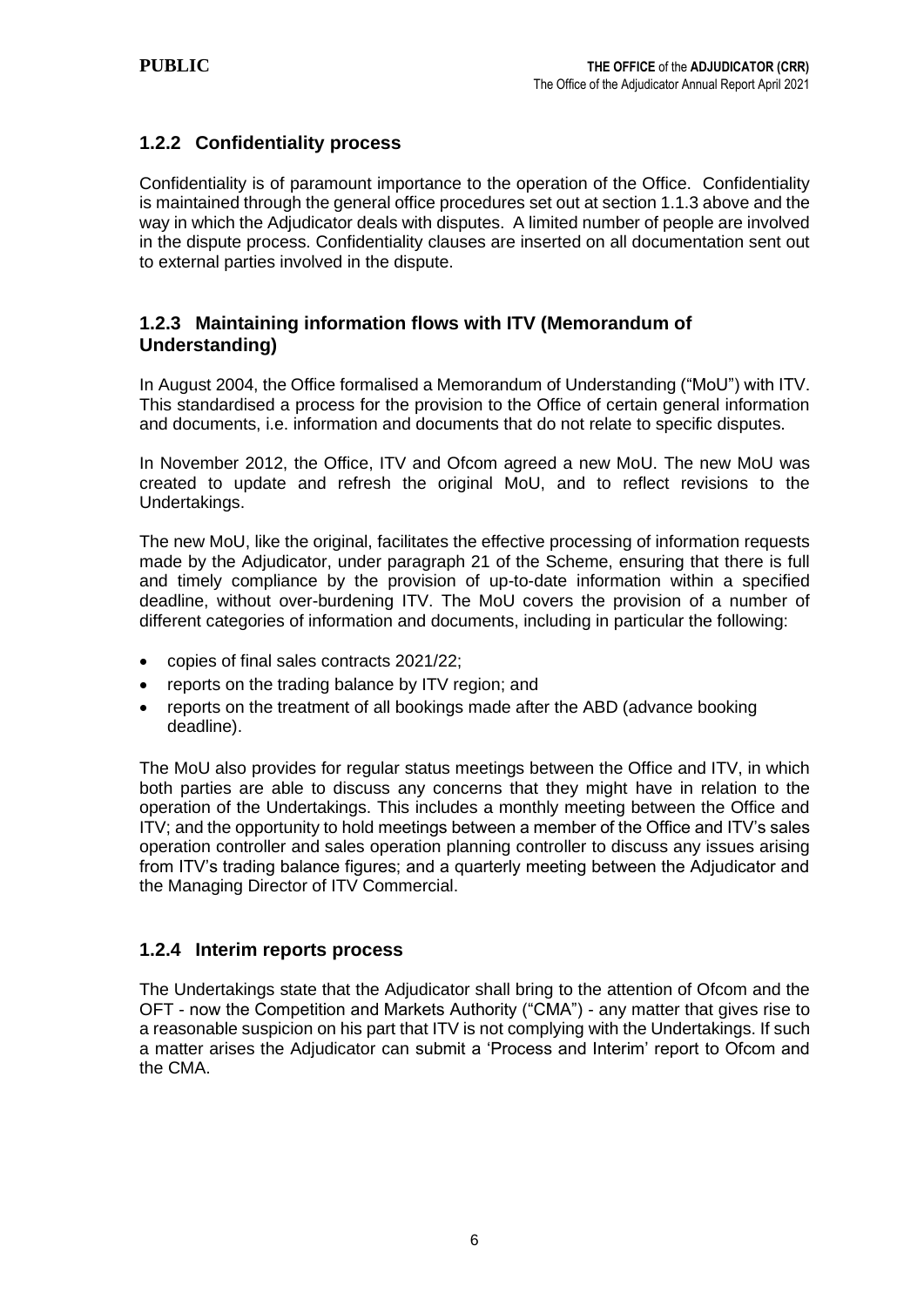### 1.2.2 Confidentiality process

Confidentiality is of paramount importance to the operation of the Office. Confidentiality is maintained through the general office procedures set out at section 1.1.3 above and the way in which the Adjudicator deals with disputes. A limited number of people are involved in the dispute process. Confidentiality clauses are inserted on all documentation sent out to external parties involved in the dispute.

### 1.2.3 Maintaining information flows with ITV (Memorandum of Understanding)

In August 2004, the Office formalised a Memorandum of Understanding ("MoU") with ITV. This standardised a process for the provision to the Office of certain general information and documents, i.e. information and documents that do not relate to specific disputes.

In November 2012, the Office, ITV and Ofcom agreed a new MoU. The new MoU was created to update and refresh the original MoU, and to reflect revisions to the Undertakings.

The new MoU, like the original, facilitates the effective processing of information requests made by the Adjudicator, under paragraph 21 of the Scheme, ensuring that there is full and timely compliance by the provision of up-to-date information within a specified deadline, without over-burdening ITV. The MoU covers the provision of a number of different categories of information and documents, including in particular the following:

- copies of final sales contracts 2021/22;
- reports on the trading balance by ITV region; and
- reports on the treatment of all bookings made after the ABD (advance booking deadline).

The MoU also provides for regular status meetings between the Office and ITV, in which both parties are able to discuss any concerns that they might have in relation to the operation of the Undertakings. This includes a monthly meeting between the Office and ITV; and the opportunity to hold meetings between a member of the Office and ITV's sales operation controller and sales operation planning controller to discuss any issues arising from ITV's trading balance figures; and a quarterly meeting between the Adjudicator and the Managing Director of ITV Commercial.

### 1.2.4 Interim reports process

The Undertakings state that the Adjudicator shall bring to the attention of Ofcom and the OFT - now the Competition and Markets Authority ("CMA") - any matter that gives rise to a reasonable suspicion on his part that ITV is not complying with the Undertakings. If such a matter arises the Adjudicator can submit a 'Process and Interim' report to Ofcom and the CMA.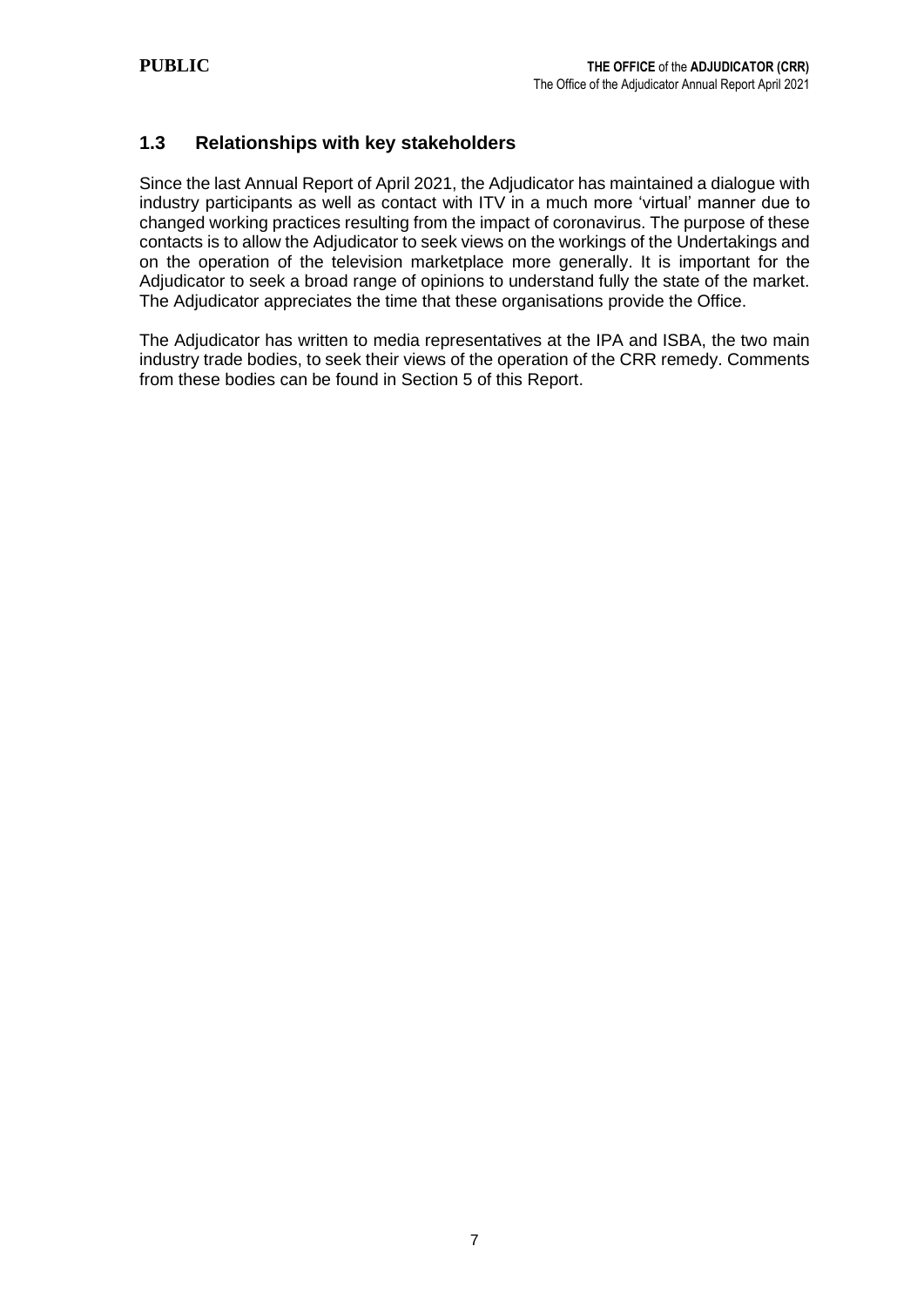## 1.3 Relationships with key stakeholders

Since the last Annual Report of April 2021, the Adjudicator has maintained a dialogue with industry participants as well as contact with ITV in a much more 'virtual' manner due to changed working practices resulting from the impact of coronavirus. The purpose of these contacts is to allow the Adjudicator to seek views on the workings of the Undertakings and on the operation of the television marketplace more generally. It is important for the Adjudicator to seek a broad range of opinions to understand fully the state of the market. The Adjudicator appreciates the time that these organisations provide the Office.

The Adjudicator has written to media representatives at the IPA and ISBA, the two main industry trade bodies, to seek their views of the operation of the CRR remedy. Comments from these bodies can be found in Section 5 of this Report.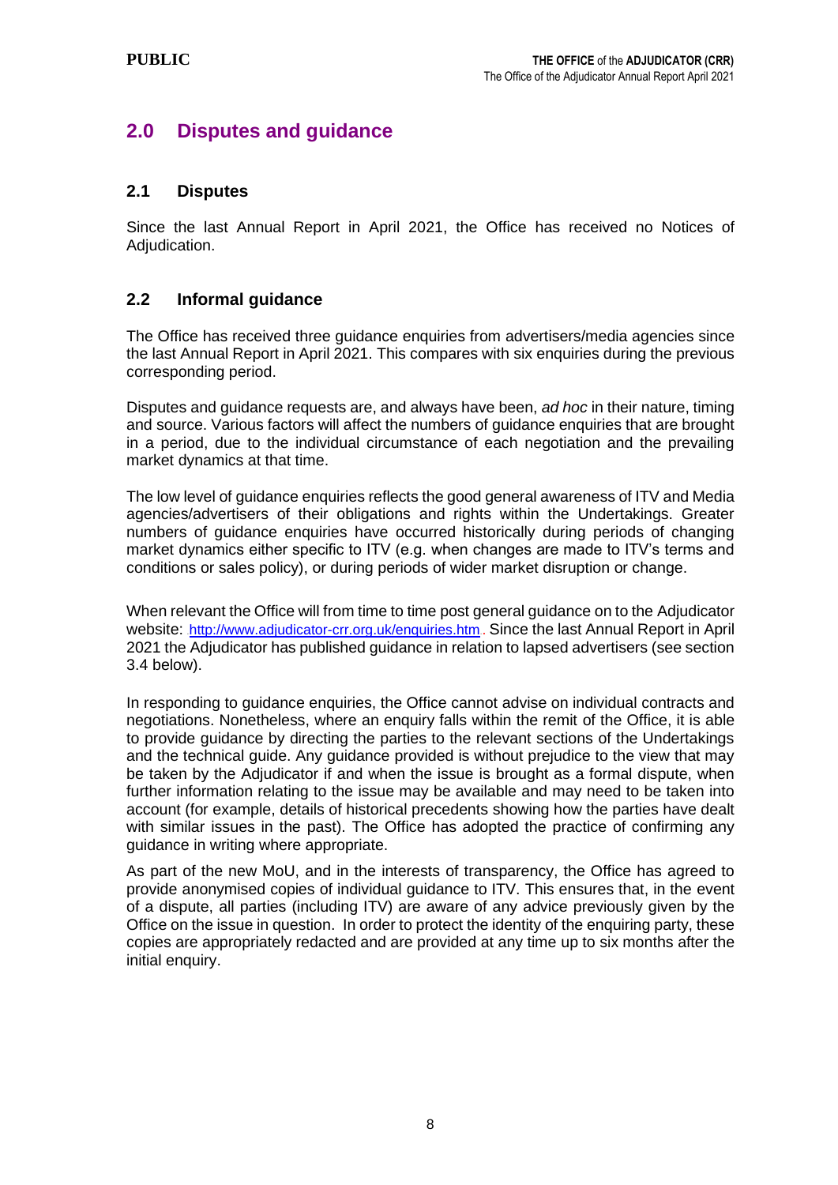## 2.0 Disputes and guidance

### 2.1 Disputes

Since the last Annual Report in April 2021, the Office has received no Notices of Adjudication.

### 2.2 Informal guidance

The Office has received three guidance enquiries from advertisers/media agencies since the last Annual Report in April 2021. This compares with six enquiries during the previous corresponding period.

Disputes and guidance requests are, and always have been, *ad hoc* in their nature, timing and source. Various factors will affect the numbers of guidance enquiries that are brought in a period, due to the individual circumstance of each negotiation and the prevailing market dynamics at that time.

The low level of guidance enquiries reflects the good general awareness of ITV and Media agencies/advertisers of their obligations and rights within the Undertakings. Greater numbers of guidance enquiries have occurred historically during periods of changing market dynamics either specific to ITV (e.g. when changes are made to ITV's terms and conditions or sales policy), or during periods of wider market disruption or change.

When relevant the Office will from time to time post general guidance on to the Adjudicator website: http://www.adjudicator-crr.org.uk/enquiries.htm. Since the last Annual Report in April 2021 the Adjudicator has published guidance in relation to lapsed advertisers (see section 3.4 below).

In responding to guidance enquiries, the Office cannot advise on individual contracts and negotiations. Nonetheless, where an enquiry falls within the remit of the Office, it is able to provide guidance by directing the parties to the relevant sections of the Undertakings and the technical guide. Any guidance provided is without prejudice to the view that may be taken by the Adjudicator if and when the issue is brought as a formal dispute, when further information relating to the issue may be available and may need to be taken into account (for example, details of historical precedents showing how the parties have dealt with similar issues in the past). The Office has adopted the practice of confirming any guidance in writing where appropriate.

As part of the new MoU, and in the interests of transparency, the Office has agreed to provide anonymised copies of individual guidance to ITV. This ensures that, in the event of a dispute, all parties (including ITV) are aware of any advice previously given by the Office on the issue in question. In order to protect the identity of the enquiring party, these copies are appropriately redacted and are provided at any time up to six months after the initial enquiry.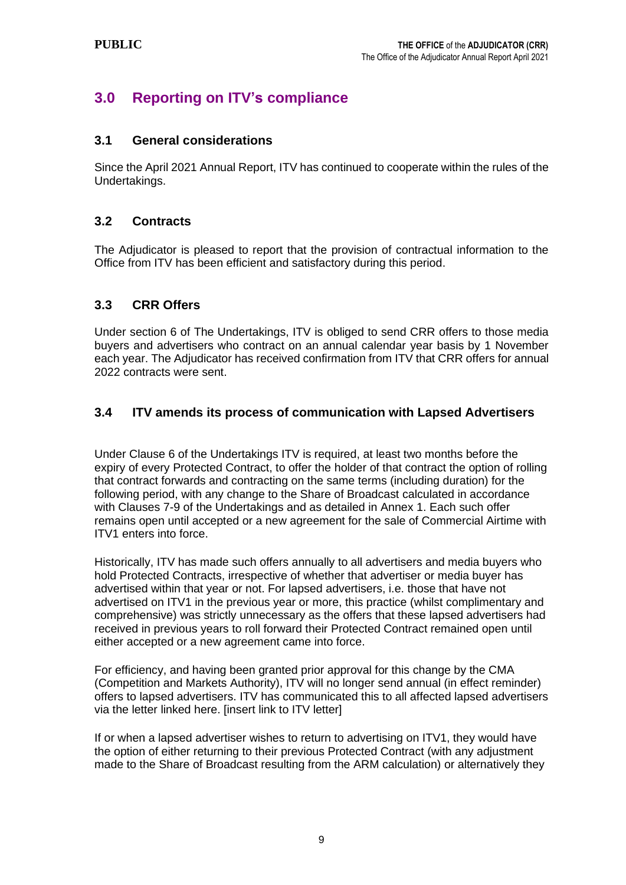## 3.0 Reporting on ITV's compliance

### 3.1 General considerations

Since the April 2021 Annual Report, ITV has continued to cooperate within the rules of the Undertakings.

### 3.2 Contracts

The Adjudicator is pleased to report that the provision of contractual information to the Office from ITV has been efficient and satisfactory during this period.

### 3.3 CRR Offers

Under section 6 of The Undertakings, ITV is obliged to send CRR offers to those media buyers and advertisers who contract on an annual calendar year basis by 1 November each year. The Adjudicator has received confirmation from ITV that CRR offers for annual 2022 contracts were sent.

### 3.4 ITV amends its process of communication with Lapsed Advertisers

Under Clause 6 of the Undertakings ITV is required, at least two months before the expiry of every Protected Contract, to offer the holder of that contract the option of rolling that contract forwards and contracting on the same terms (including duration) for the following period, with any change to the Share of Broadcast calculated in accordance with Clauses 7-9 of the Undertakings and as detailed in Annex 1. Each such offer remains open until accepted or a new agreement for the sale of Commercial Airtime with ITV1 enters into force.

Historically, ITV has made such offers annually to all advertisers and media buyers who hold Protected Contracts, irrespective of whether that advertiser or media buyer has advertised within that year or not. For lapsed advertisers, i.e. those that have not advertised on ITV1 in the previous year or more, this practice (whilst complimentary and comprehensive) was strictly unnecessary as the offers that these lapsed advertisers had received in previous years to roll forward their Protected Contract remained open until either accepted or a new agreement came into force.

For efficiency, and having been granted prior approval for this change by the CMA (Competition and Markets Authority), ITV will no longer send annual (in effect reminder) offers to lapsed advertisers. ITV has communicated this to all affected lapsed advertisers via the letter linked here. [insert link to ITV letter]

If or when a lapsed advertiser wishes to return to advertising on ITV1, they would have the option of either returning to their previous Protected Contract (with any adjustment made to the Share of Broadcast resulting from the ARM calculation) or alternatively they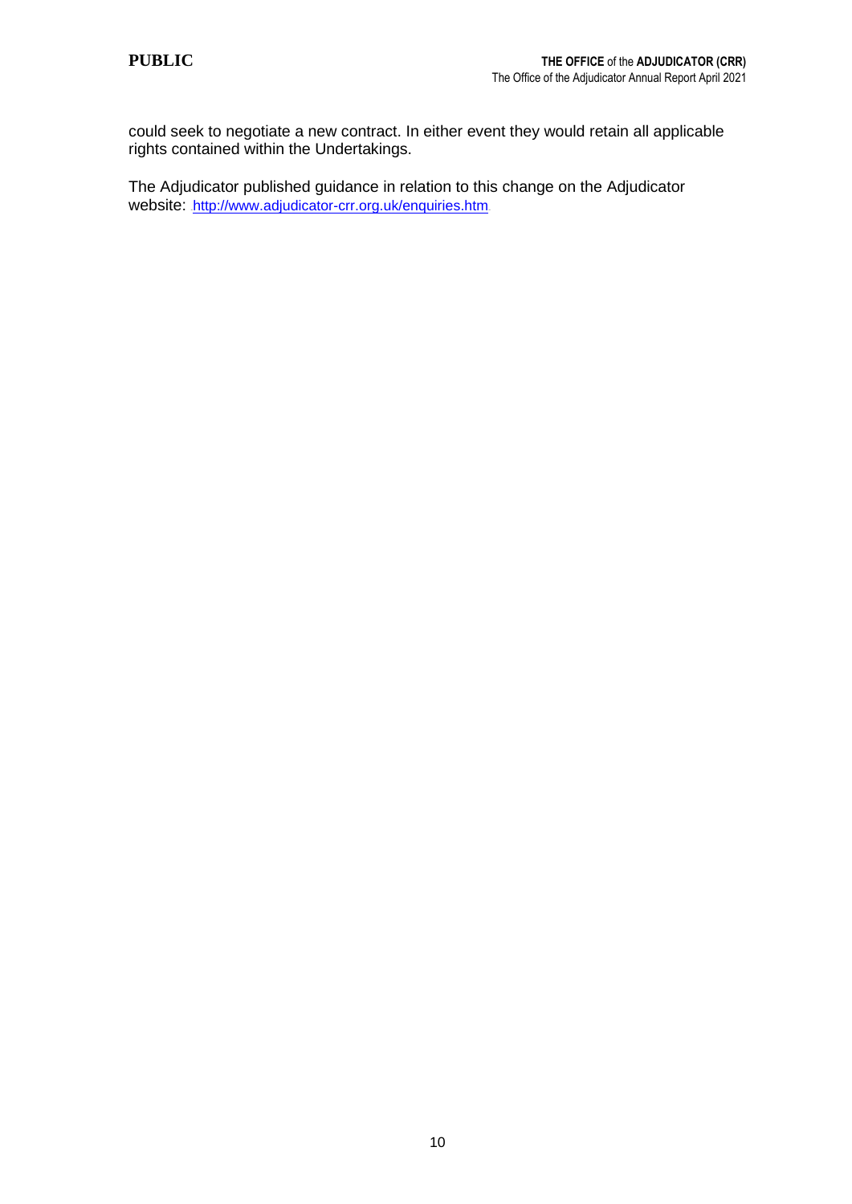could seek to negotiate a new contract. In either event they would retain all applicable rights contained within the Undertakings.

The Adjudicator published guidance in relation to this change on the Adjudicator website: http://www.adjudicator-crr.org.uk/enquiries.htm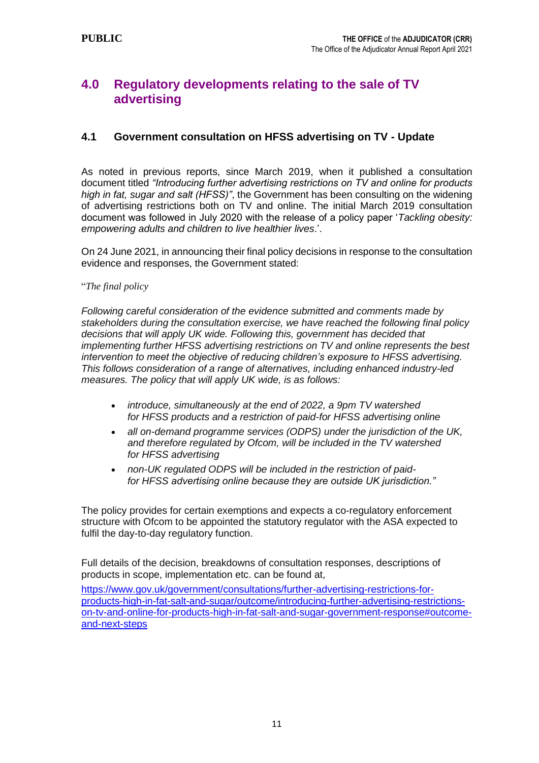## 4.0 Regulatory developments relating to the sale of TV advertising

### 4.1 Government consultation on HFSS advertising on TV - Update

As noted in previous reports, since March 2019, when it published a consultation document titled *"Introducing further advertising restrictions on TV and online for products high in fat, sugar and salt (HFSS)"*, the Government has been consulting on the widening of advertising restrictions both on TV and online. The initial March 2019 consultation document was followed in July 2020 with the release of a policy paper '*Tackling obesity: empowering adults and children to live healthier lives*.'.

On 24 June 2021, in announcing their final policy decisions in response to the consultation evidence and responses, the Government stated:

"*The final policy*

*Following careful consideration of the evidence submitted and comments made by stakeholders during the consultation exercise, we have reached the following final policy decisions that will apply UK wide. Following this, government has decided that implementing further HFSS advertising restrictions on TV and online represents the best intervention to meet the objective of reducing children's exposure to HFSS advertising. This follows consideration of a range of alternatives, including enhanced industry-led measures. The policy that will apply UK wide, is as follows:*

- *introduce, simultaneously at the end of 2022, a 9pm TV watershed for HFSS products and a restriction of paid-for HFSS advertising online*
- *all on-demand programme services (ODPS) under the jurisdiction of the UK, and therefore regulated by Ofcom, will be included in the TV watershed for HFSS advertising*
- *non-UK regulated ODPS will be included in the restriction of paid-for HFSS advertising online because they are outside UK jurisdiction."*

The policy provides for certain exemptions and expects a co-regulatory enforcement structure with Ofcom to be appointed the statutory regulator with the ASA expected to fulfil the day-to-day regulatory function.

Full details of the decision, breakdowns of consultation responses, descriptions of products in scope, implementation etc. can be found at,

https://www.gov.uk/government/consultations/further-advertising-restrictions-for-products-high-in-fat-salt-and-sugar/outcome/introducing-further-advertising-restrictions-on-tv-and-online-for-products-high-in-fat-salt-and-sugar-government-response#outcome-and-next-steps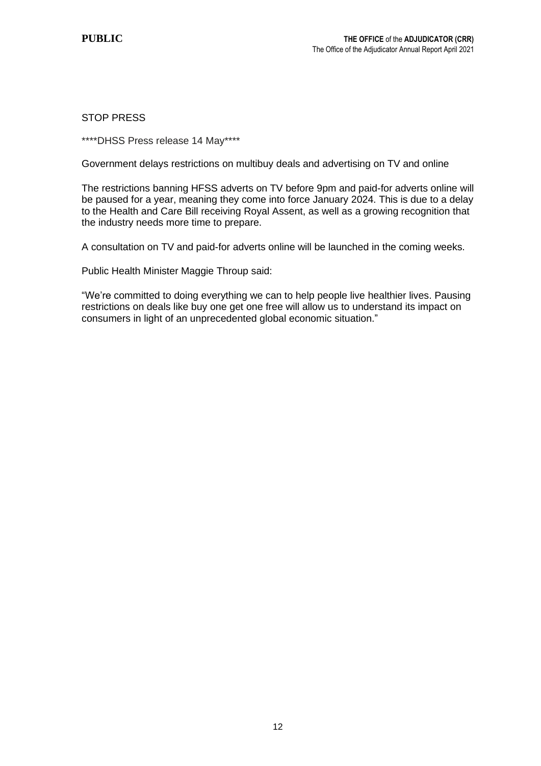STOP PRESS

****DHSS Press release 14 May****

Government delays restrictions on multibuy deals and advertising on TV and online

The restrictions banning HFSS adverts on TV before 9pm and paid-for adverts online will be paused for a year, meaning they come into force January 2024. This is due to a delay to the Health and Care Bill receiving Royal Assent, as well as a growing recognition that the industry needs more time to prepare.

A consultation on TV and paid-for adverts online will be launched in the coming weeks.

Public Health Minister Maggie Throup said:

"We're committed to doing everything we can to help people live healthier lives. Pausing restrictions on deals like buy one get one free will allow us to understand its impact on consumers in light of an unprecedented global economic situation."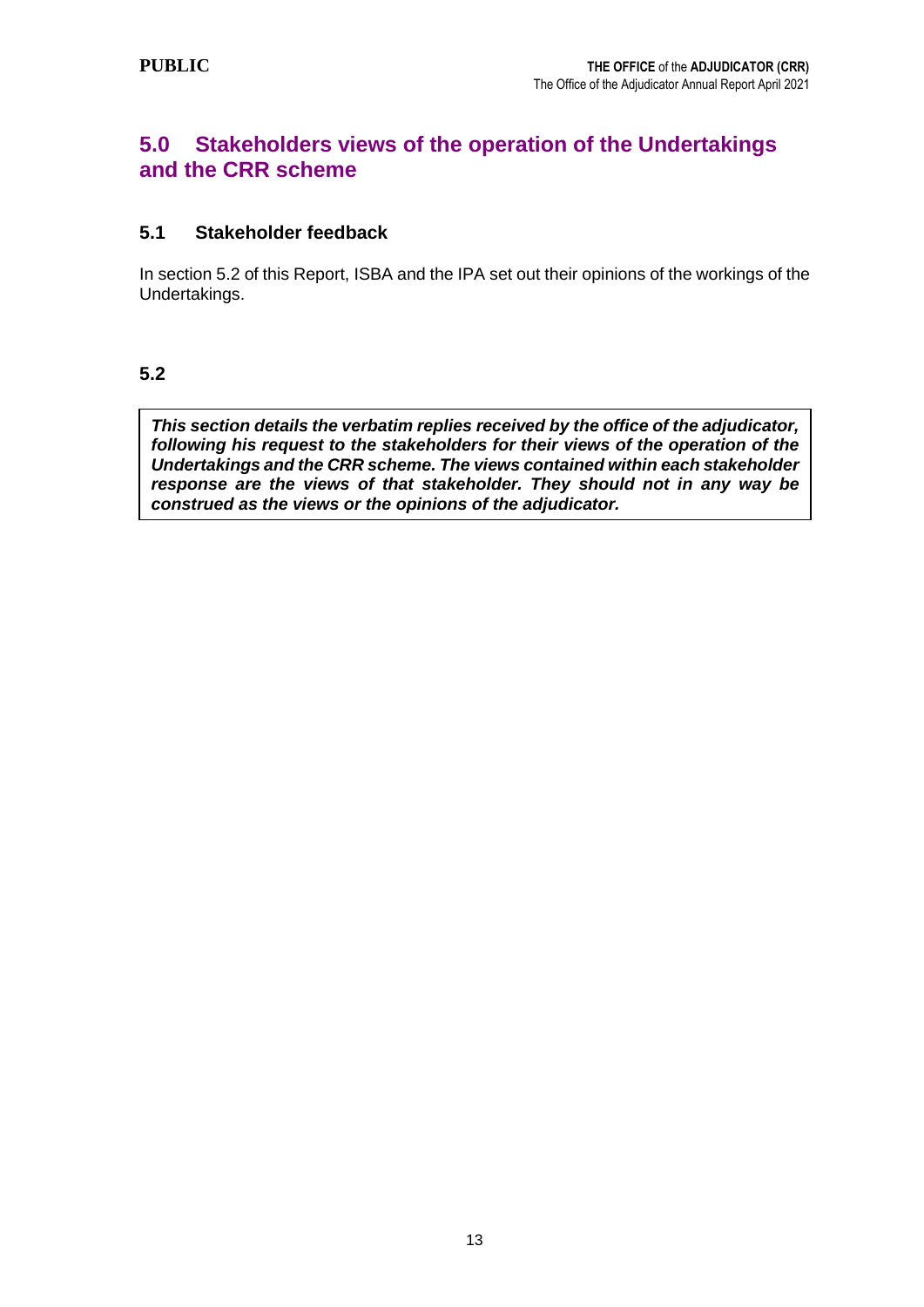# 5.0 Stakeholders views of the operation of the Undertakings and the CRR scheme

## 5.1 Stakeholder feedback

In section 5.2 of this Report, ISBA and the IPA set out their opinions of the workings of the Undertakings.

## 5.2

***This section details the verbatim replies received by the office of the adjudicator, following his request to the stakeholders for their views of the operation of the Undertakings and the CRR scheme. The views contained within each stakeholder response are the views of that stakeholder. They should not in any way be construed as the views or the opinions of the adjudicator.***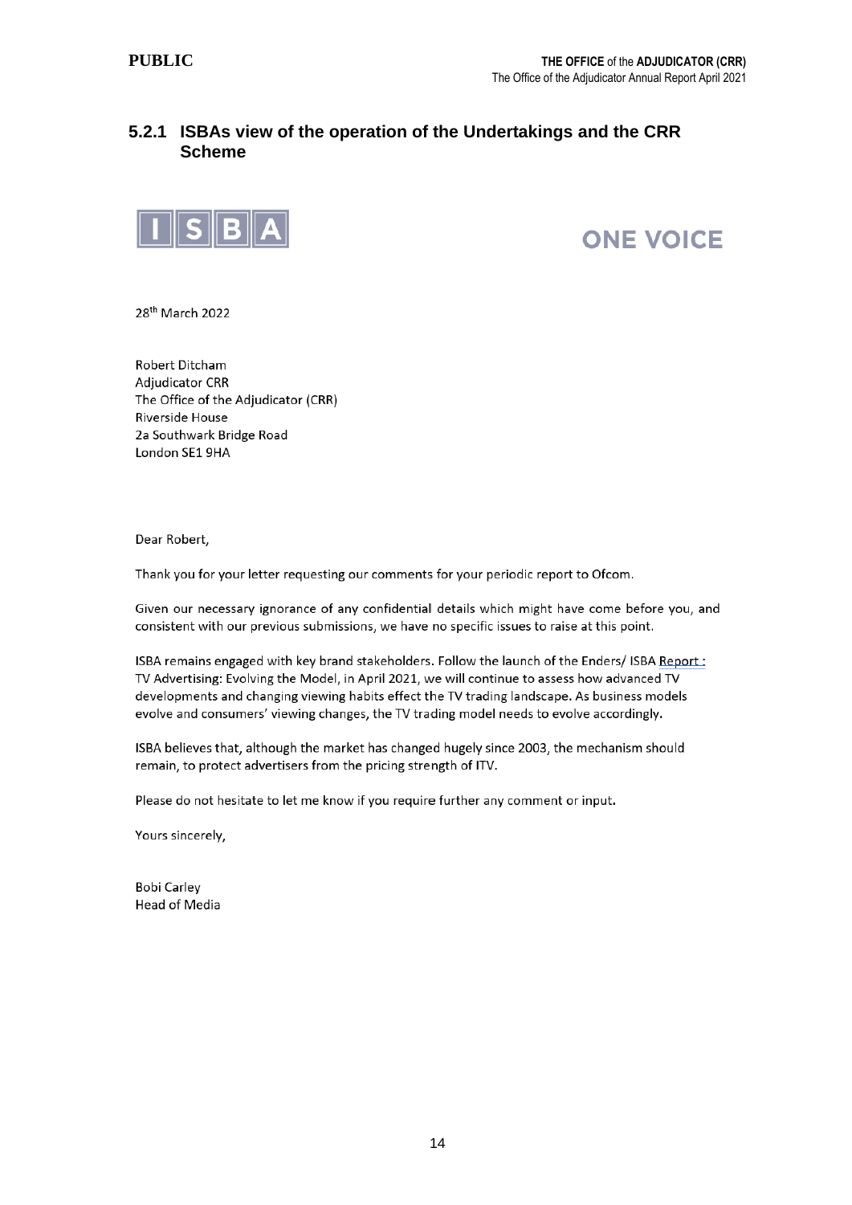### 5.2.1 ISBAs view of the operation of the Undertakings and the CRR Scheme

ISBA

ONE VOICE

28th March 2022

Robert Ditcham
Adjudicator CRR
The Office of the Adjudicator (CRR)
Riverside House
2a Southwark Bridge Road
London SE1 9HA

Dear Robert,

Thank you for your letter requesting our comments for your periodic report to Ofcom.

Given our necessary ignorance of any confidential details which might have come before you, and consistent with our previous submissions, we have no specific issues to raise at this point.

ISBA remains engaged with key brand stakeholders. Follow the launch of the Enders/ ISBA Report : TV Advertising: Evolving the Model, in April 2021, we will continue to assess how advanced TV developments and changing viewing habits effect the TV trading landscape. As business models evolve and consumers' viewing changes, the TV trading model needs to evolve accordingly.

ISBA believes that, although the market has changed hugely since 2003, the mechanism should remain, to protect advertisers from the pricing strength of ITV.

Please do not hesitate to let me know if you require further any comment or input.

Yours sincerely,

Bobi Carley
Head of Media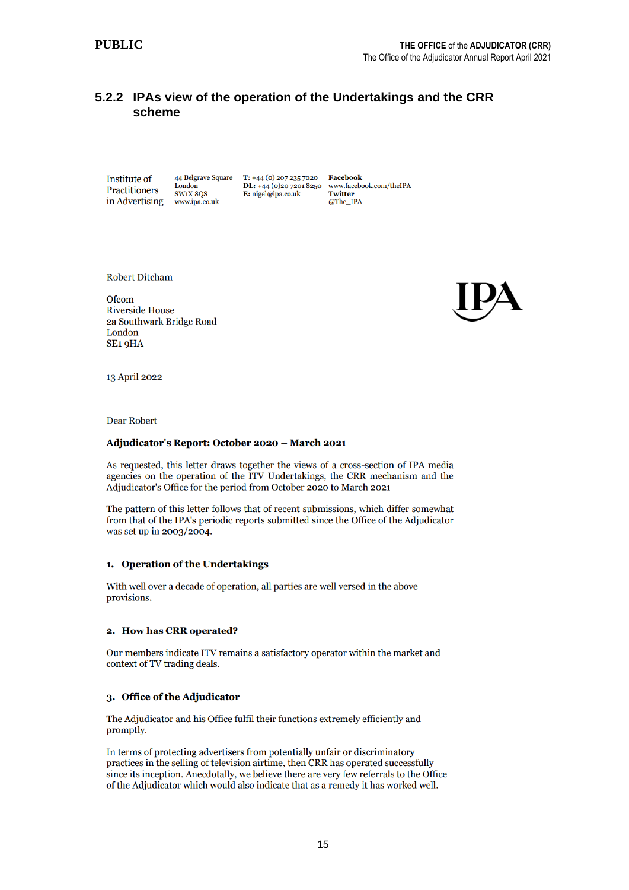### 5.2.2 IPAs view of the operation of the Undertakings and the CRR scheme

Institute of Practitioners in Advertising
44 Belgrave Square
London
SW1X 8QS
www.ipa.co.uk

**T:** +44 (0) 207 235 7020
**DL:** +44 (0)20 7201 8250
**E:** nigel@ipa.co.uk

**Facebook**
www.facebook.com/theIPA
**Twitter**
@The_IPA

Robert Ditcham

Ofcom
Riverside House
2a Southwark Bridge Road
London
SE1 9HA

IPA

13 April 2022

Dear Robert

**Adjudicator's Report: October 2020 – March 2021**

As requested, this letter draws together the views of a cross-section of IPA media agencies on the operation of the ITV Undertakings, the CRR mechanism and the Adjudicator's Office for the period from October 2020 to March 2021

The pattern of this letter follows that of recent submissions, which differ somewhat from that of the IPA's periodic reports submitted since the Office of the Adjudicator was set up in 2003/2004.

**1. Operation of the Undertakings**

With well over a decade of operation, all parties are well versed in the above provisions.

**2. How has CRR operated?**

Our members indicate ITV remains a satisfactory operator within the market and context of TV trading deals.

**3. Office of the Adjudicator**

The Adjudicator and his Office fulfil their functions extremely efficiently and promptly.

In terms of protecting advertisers from potentially unfair or discriminatory practices in the selling of television airtime, then CRR has operated successfully since its inception. Anecdotally, we believe there are very few referrals to the Office of the Adjudicator which would also indicate that as a remedy it has worked well.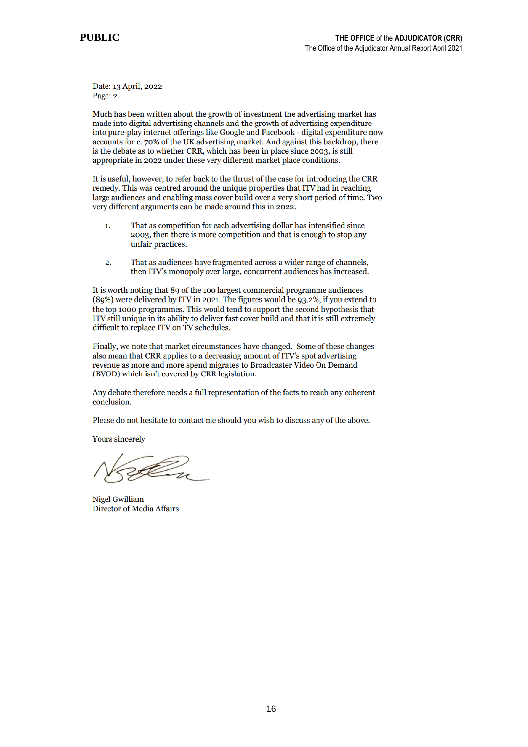Date: 13 April, 2022
Page: 2

Much has been written about the growth of investment the advertising market has made into digital advertising channels and the growth of advertising expenditure into pure-play internet offerings like Google and Facebook - digital expenditure now accounts for c. 70% of the UK advertising market. And against this backdrop, there is the debate as to whether CRR, which has been in place since 2003, is still appropriate in 2022 under these very different market place conditions.

It is useful, however, to refer back to the thrust of the case for introducing the CRR remedy. This was centred around the unique properties that ITV had in reaching large audiences and enabling mass cover build over a very short period of time. Two very different arguments can be made around this in 2022.

1. That as competition for each advertising dollar has intensified since 2003, then there is more competition and that is enough to stop any unfair practices.

2. That as audiences have fragmented across a wider range of channels, then ITV's monopoly over large, concurrent audiences has increased.

It is worth noting that 89 of the 100 largest commercial programme audiences (89%) were delivered by ITV in 2021. The figures would be 93.2%, if you extend to the top 1000 programmes. This would tend to support the second hypothesis that ITV still unique in its ability to deliver fast cover build and that it is still extremely difficult to replace ITV on TV schedules.

Finally, we note that market circumstances have changed. Some of these changes also mean that CRR applies to a decreasing amount of ITV's spot advertising revenue as more and more spend migrates to Broadcaster Video On Demand (BVOD) which isn't covered by CRR legislation.

Any debate therefore needs a full representation of the facts to reach any coherent conclusion.

Please do not hesitate to contact me should you wish to discuss any of the above.

Yours sincerely

Nigel Gwilliam
Director of Media Affairs